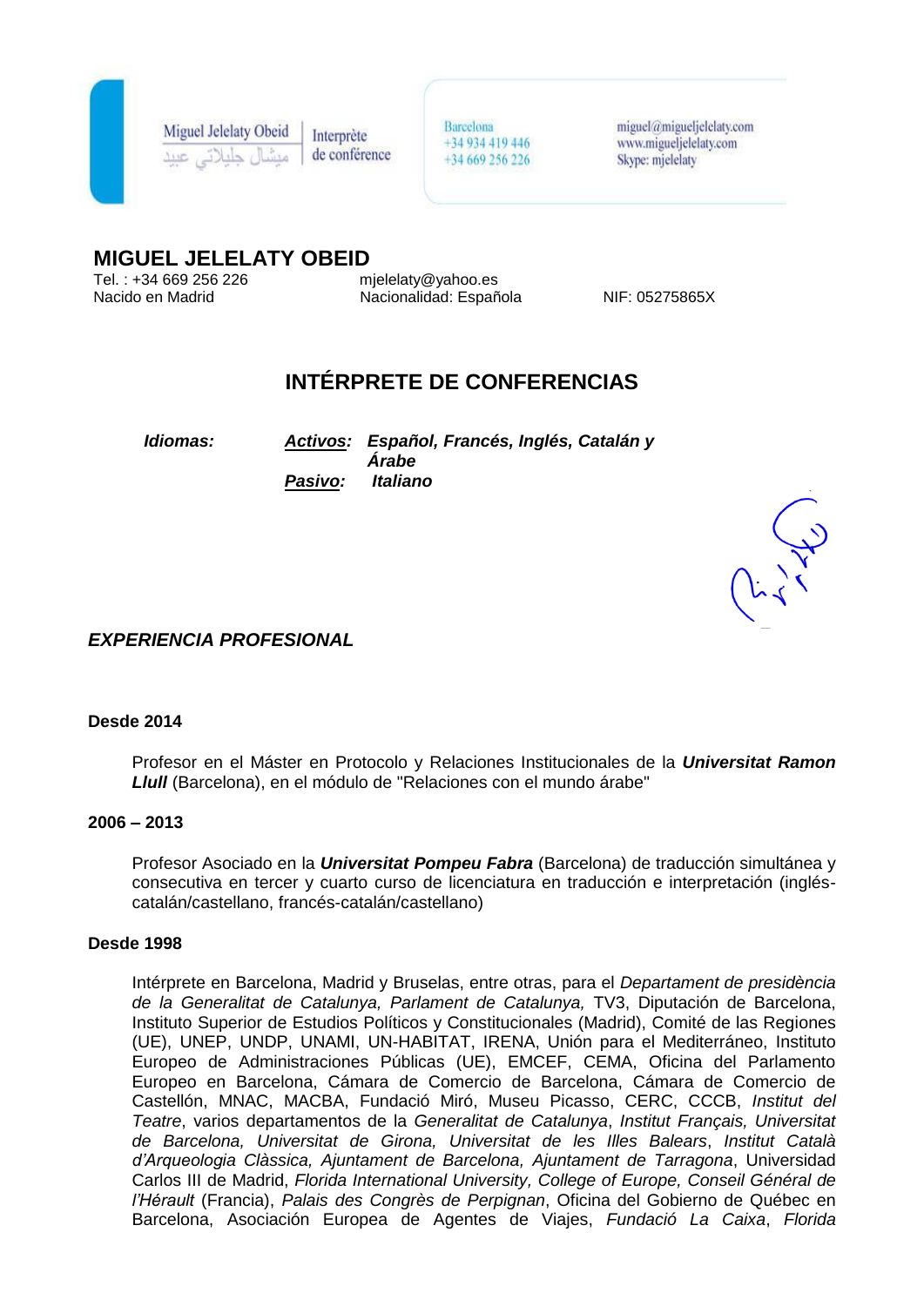Miguel Jelelaty Obeid
ميشال جليلاتي عبيد

Interprète
de conférence

Barcelona
+34 934 419 446
+34 669 256 226

miguel@migueljelelaty.com
www.migueljelelaty.com
Skype: mjelelaty

# MIGUEL JELELATY OBEID

Tel. : +34 669 256 226
Nacido en Madrid

mjelelaty@yahoo.es
Nacionalidad: Española

NIF: 05275865X

## INTÉRPRETE DE CONFERENCIAS

***Idiomas:***

***Activos:*** ***Español, Francés, Inglés, Catalán y Árabe***
***Pasivo:*** ***Italiano***

### *EXPERIENCIA PROFESIONAL*

**Desde 2014**

Profesor en el Máster en Protocolo y Relaciones Institucionales de la ***Universitat Ramon Llull*** (Barcelona), en el módulo de "Relaciones con el mundo árabe"

**2006 – 2013**

Profesor Asociado en la ***Universitat Pompeu Fabra*** (Barcelona) de traducción simultánea y consecutiva en tercer y cuarto curso de licenciatura en traducción e interpretación (inglés-catalán/castellano, francés-catalán/castellano)

**Desde 1998**

Intérprete en Barcelona, Madrid y Bruselas, entre otras, para el *Departament de presidència de la Generalitat de Catalunya, Parlament de Catalunya,* TV3, Diputación de Barcelona, Instituto Superior de Estudios Políticos y Constitucionales (Madrid), Comité de las Regiones (UE), UNEP, UNDP, UNAMI, UN-HABITAT, IRENA, Unión para el Mediterráneo, Instituto Europeo de Administraciones Públicas (UE), EMCEF, CEMA, Oficina del Parlamento Europeo en Barcelona, Cámara de Comercio de Barcelona, Cámara de Comercio de Castellón, MNAC, MACBA, Fundació Miró, Museu Picasso, CERC, CCCB, *Institut del Teatre*, varios departamentos de la *Generalitat de Catalunya*, *Institut Français, Universitat de Barcelona, Universitat de Girona, Universitat de les Illes Balears*, *Institut Català d'Arqueologia Clàssica, Ajuntament de Barcelona, Ajuntament de Tarragona*, Universidad Carlos III de Madrid, *Florida International University, College of Europe, Conseil Général de l'Hérault* (Francia), *Palais des Congrès de Perpignan*, Oficina del Gobierno de Québec en Barcelona, Asociación Europea de Agentes de Viajes, *Fundació La Caixa*, *Florida*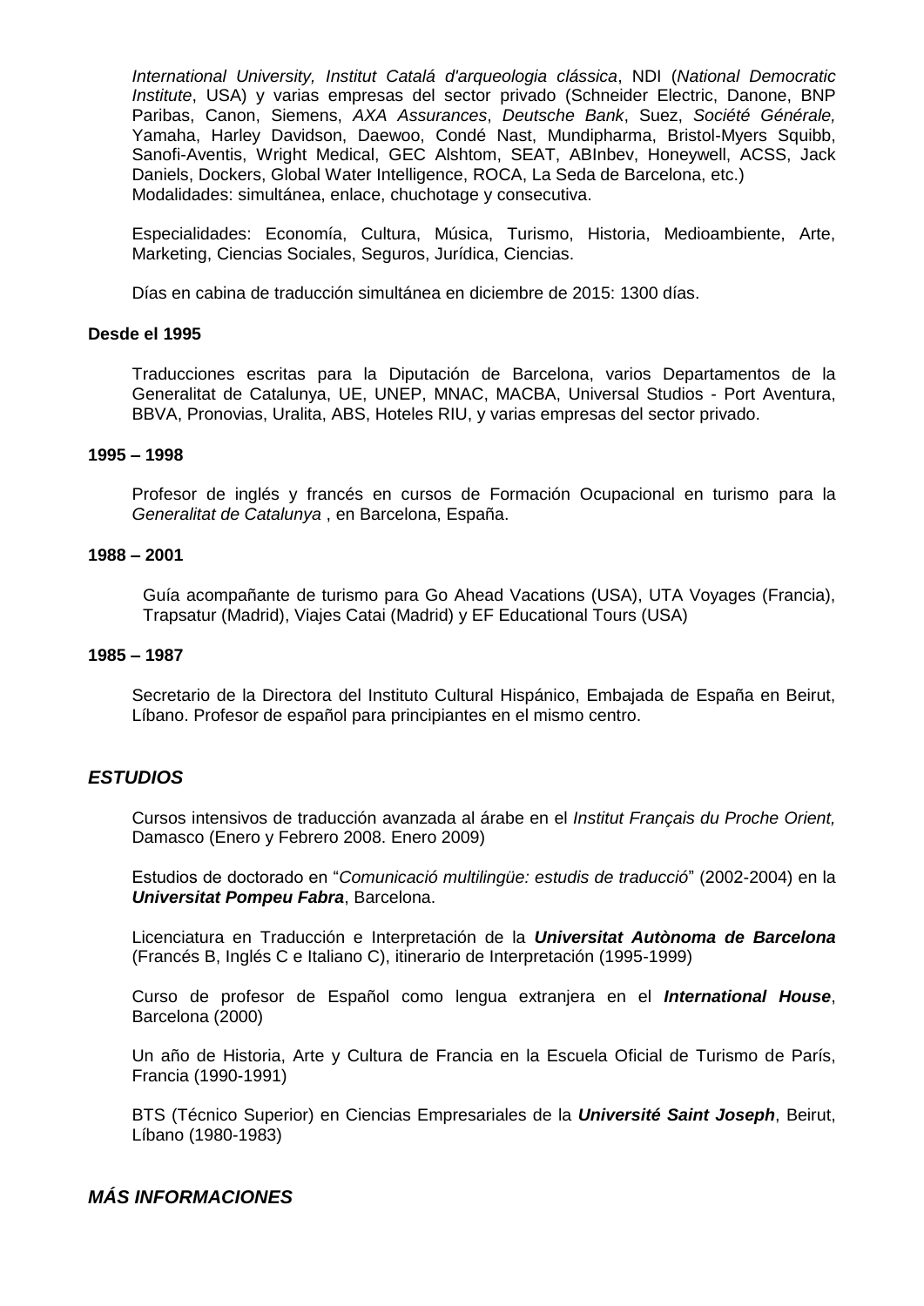*International University, Institut Catalá d'arqueologia clássica*, NDI (*National Democratic Institute*, USA) y varias empresas del sector privado (Schneider Electric, Danone, BNP Paribas, Canon, Siemens, *AXA Assurances*, *Deutsche Bank*, Suez, *Société Générale,* Yamaha, Harley Davidson, Daewoo, Condé Nast, Mundipharma, Bristol-Myers Squibb, Sanofi-Aventis, Wright Medical, GEC Alshtom, SEAT, ABInbev, Honeywell, ACSS, Jack Daniels, Dockers, Global Water Intelligence, ROCA, La Seda de Barcelona, etc.)
Modalidades: simultánea, enlace, chuchotage y consecutiva.

Especialidades: Economía, Cultura, Música, Turismo, Historia, Medioambiente, Arte, Marketing, Ciencias Sociales, Seguros, Jurídica, Ciencias.

Días en cabina de traducción simultánea en diciembre de 2015: 1300 días.

**Desde el 1995**

Traducciones escritas para la Diputación de Barcelona, varios Departamentos de la Generalitat de Catalunya, UE, UNEP, MNAC, MACBA, Universal Studios - Port Aventura, BBVA, Pronovias, Uralita, ABS, Hoteles RIU, y varias empresas del sector privado.

**1995 – 1998**

Profesor de inglés y francés en cursos de Formación Ocupacional en turismo para la *Generalitat de Catalunya* , en Barcelona, España.

**1988 – 2001**

Guía acompañante de turismo para Go Ahead Vacations (USA), UTA Voyages (Francia), Trapsatur (Madrid), Viajes Catai (Madrid) y EF Educational Tours (USA)

**1985 – 1987**

Secretario de la Directora del Instituto Cultural Hispánico, Embajada de España en Beirut, Líbano. Profesor de español para principiantes en el mismo centro.

## *ESTUDIOS*

Cursos intensivos de traducción avanzada al árabe en el *Institut Français du Proche Orient,* Damasco (Enero y Febrero 2008. Enero 2009)

Estudios de doctorado en "*Comunicació multilingüe: estudis de traducció*" (2002-2004) en la ***Universitat Pompeu Fabra***, Barcelona.

Licenciatura en Traducción e Interpretación de la ***Universitat Autònoma de Barcelona*** (Francés B, Inglés C e Italiano C), itinerario de Interpretación (1995-1999)

Curso de profesor de Español como lengua extranjera en el ***International House***, Barcelona (2000)

Un año de Historia, Arte y Cultura de Francia en la Escuela Oficial de Turismo de París, Francia (1990-1991)

BTS (Técnico Superior) en Ciencias Empresariales de la ***Université Saint Joseph***, Beirut, Líbano (1980-1983)

## *MÁS INFORMACIONES*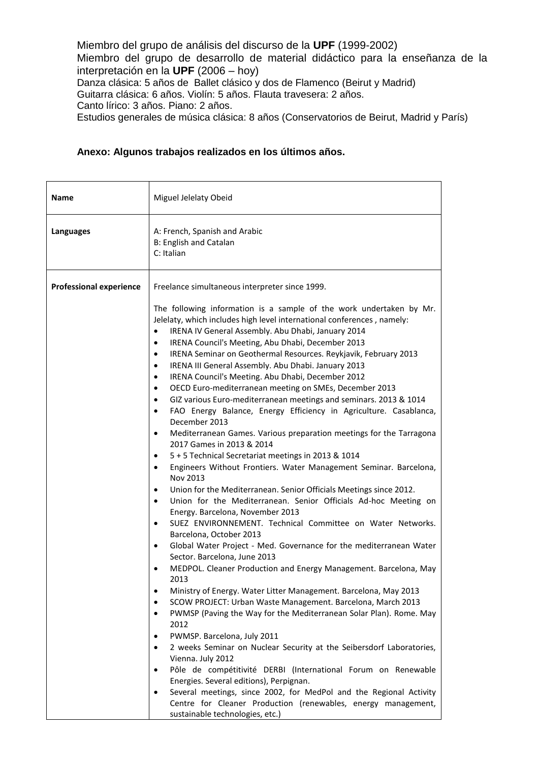Miembro del grupo de análisis del discurso de la **UPF** (1999-2002)
Miembro del grupo de desarrollo de material didáctico para la enseñanza de la interpretación en la **UPF** (2006 – hoy)
Danza clásica: 5 años de Ballet clásico y dos de Flamenco (Beirut y Madrid)
Guitarra clásica: 6 años. Violín: 5 años. Flauta travesera: 2 años.
Canto lírico: 3 años. Piano: 2 años.
Estudios generales de música clásica: 8 años (Conservatorios de Beirut, Madrid y París)

**Anexo: Algunos trabajos realizados en los últimos años.**

| **Name** | Miguel Jelelaty Obeid |
|---|---|
| **Languages** | A: French, Spanish and Arabic<br>B: English and Catalan<br>C: Italian |
| **Professional experience** | Freelance simultaneous interpreter since 1999.<br><br>The following information is a sample of the work undertaken by Mr. Jelelaty, which includes high level international conferences , namely:<br>• IRENA IV General Assembly. Abu Dhabi, January 2014<br>• IRENA Council's Meeting, Abu Dhabi, December 2013<br>• IRENA Seminar on Geothermal Resources. Reykjavik, February 2013<br>• IRENA III General Assembly. Abu Dhabi. January 2013<br>• IRENA Council's Meeting. Abu Dhabi, December 2012<br>• OECD Euro-mediterranean meeting on SMEs, December 2013<br>• GIZ various Euro-mediterranean meetings and seminars. 2013 & 1014<br>• FAO Energy Balance, Energy Efficiency in Agriculture. Casablanca, December 2013<br>• Mediterranean Games. Various preparation meetings for the Tarragona 2017 Games in 2013 & 2014<br>• 5 + 5 Technical Secretariat meetings in 2013 & 1014<br>• Engineers Without Frontiers. Water Management Seminar. Barcelona, Nov 2013<br>• Union for the Mediterranean. Senior Officials Meetings since 2012.<br>• Union for the Mediterranean. Senior Officials Ad-hoc Meeting on Energy. Barcelona, November 2013<br>• SUEZ ENVIRONNEMENT. Technical Committee on Water Networks. Barcelona, October 2013<br>• Global Water Project - Med. Governance for the mediterranean Water Sector. Barcelona, June 2013<br>• MEDPOL. Cleaner Production and Energy Management. Barcelona, May 2013<br>• Ministry of Energy. Water Litter Management. Barcelona, May 2013<br>• SCOW PROJECT: Urban Waste Management. Barcelona, March 2013<br>• PWMSP (Paving the Way for the Mediterranean Solar Plan). Rome. May 2012<br>• PWMSP. Barcelona, July 2011<br>• 2 weeks Seminar on Nuclear Security at the Seibersdorf Laboratories, Vienna. July 2012<br>• Pôle de compétitivité DERBI (International Forum on Renewable Energies. Several editions), Perpignan.<br>• Several meetings, since 2002, for MedPol and the Regional Activity Centre for Cleaner Production (renewables, energy management, sustainable technologies, etc.) |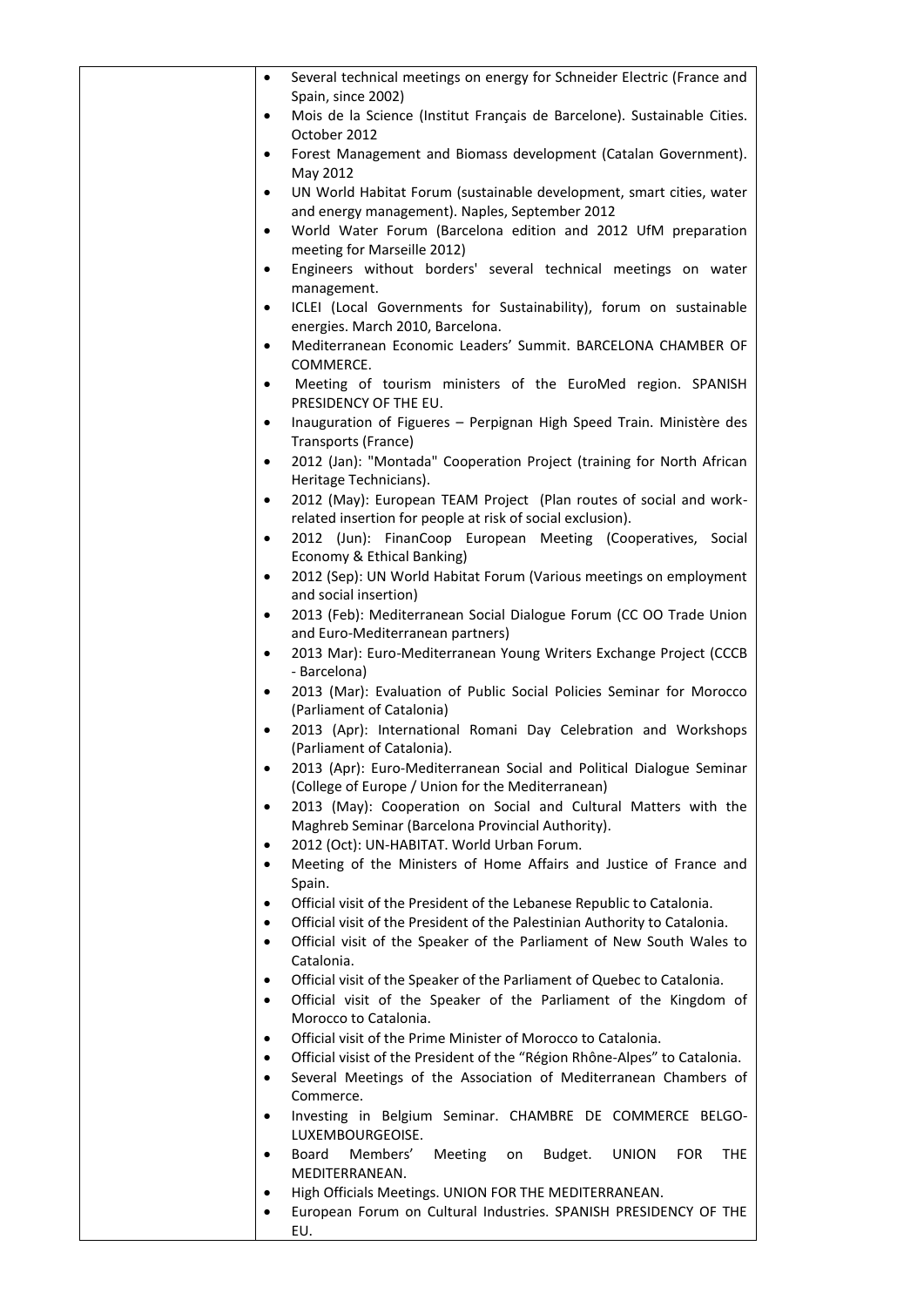|  |  |
| --- | --- |
|  | - Several technical meetings on energy for Schneider Electric (France and Spain, since 2002)<br>- Mois de la Science (Institut Français de Barcelone). Sustainable Cities. October 2012<br>- Forest Management and Biomass development (Catalan Government). May 2012<br>- UN World Habitat Forum (sustainable development, smart cities, water and energy management). Naples, September 2012<br>- World Water Forum (Barcelona edition and 2012 UfM preparation meeting for Marseille 2012)<br>- Engineers without borders' several technical meetings on water management.<br>- ICLEI (Local Governments for Sustainability), forum on sustainable energies. March 2010, Barcelona.<br>- Mediterranean Economic Leaders' Summit. BARCELONA CHAMBER OF COMMERCE.<br>- Meeting of tourism ministers of the EuroMed region. SPANISH PRESIDENCY OF THE EU.<br>- Inauguration of Figueres – Perpignan High Speed Train. Ministère des Transports (France)<br>- 2012 (Jan): "Montada" Cooperation Project (training for North African Heritage Technicians).<br>- 2012 (May): European TEAM Project (Plan routes of social and work-related insertion for people at risk of social exclusion).<br>- 2012 (Jun): FinanCoop European Meeting (Cooperatives, Social Economy & Ethical Banking)<br>- 2012 (Sep): UN World Habitat Forum (Various meetings on employment and social insertion)<br>- 2013 (Feb): Mediterranean Social Dialogue Forum (CC OO Trade Union and Euro-Mediterranean partners)<br>- 2013 Mar): Euro-Mediterranean Young Writers Exchange Project (CCCB - Barcelona)<br>- 2013 (Mar): Evaluation of Public Social Policies Seminar for Morocco (Parliament of Catalonia)<br>- 2013 (Apr): International Romani Day Celebration and Workshops (Parliament of Catalonia).<br>- 2013 (Apr): Euro-Mediterranean Social and Political Dialogue Seminar (College of Europe / Union for the Mediterranean)<br>- 2013 (May): Cooperation on Social and Cultural Matters with the Maghreb Seminar (Barcelona Provincial Authority).<br>- 2012 (Oct): UN-HABITAT. World Urban Forum.<br>- Meeting of the Ministers of Home Affairs and Justice of France and Spain.<br>- Official visit of the President of the Lebanese Republic to Catalonia.<br>- Official visit of the President of the Palestinian Authority to Catalonia.<br>- Official visit of the Speaker of the Parliament of New South Wales to Catalonia.<br>- Official visit of the Speaker of the Parliament of Quebec to Catalonia.<br>- Official visit of the Speaker of the Parliament of the Kingdom of Morocco to Catalonia.<br>- Official visit of the Prime Minister of Morocco to Catalonia.<br>- Official visist of the President of the "Région Rhône-Alpes" to Catalonia.<br>- Several Meetings of the Association of Mediterranean Chambers of Commerce.<br>- Investing in Belgium Seminar. CHAMBRE DE COMMERCE BELGO-LUXEMBOURGEOISE.<br>- Board Members' Meeting on Budget. UNION FOR THE MEDITERRANEAN.<br>- High Officials Meetings. UNION FOR THE MEDITERRANEAN.<br>- European Forum on Cultural Industries. SPANISH PRESIDENCY OF THE EU. |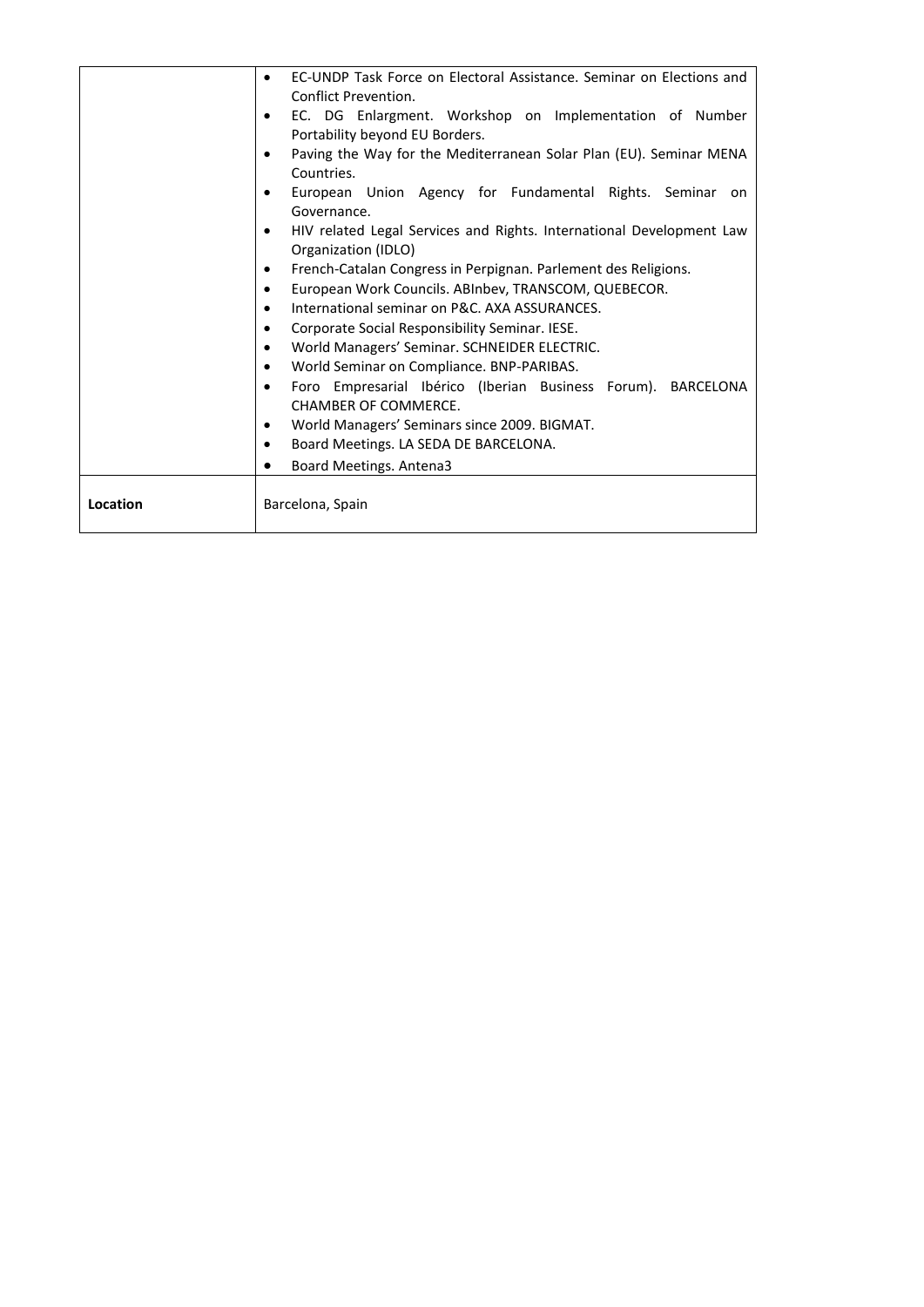| | |
|---|---|
| | • EC-UNDP Task Force on Electoral Assistance. Seminar on Elections and Conflict Prevention.<br>• EC. DG Enlargment. Workshop on Implementation of Number Portability beyond EU Borders.<br>• Paving the Way for the Mediterranean Solar Plan (EU). Seminar MENA Countries.<br>• European Union Agency for Fundamental Rights. Seminar on Governance.<br>• HIV related Legal Services and Rights. International Development Law Organization (IDLO)<br>• French-Catalan Congress in Perpignan. Parlement des Religions.<br>• European Work Councils. ABInbev, TRANSCOM, QUEBECOR.<br>• International seminar on P&C. AXA ASSURANCES.<br>• Corporate Social Responsibility Seminar. IESE.<br>• World Managers' Seminar. SCHNEIDER ELECTRIC.<br>• World Seminar on Compliance. BNP-PARIBAS.<br>• Foro Empresarial Ibérico (Iberian Business Forum). BARCELONA CHAMBER OF COMMERCE.<br>• World Managers' Seminars since 2009. BIGMAT.<br>• Board Meetings. LA SEDA DE BARCELONA.<br>• Board Meetings. Antena3 |
| **Location** | Barcelona, Spain |